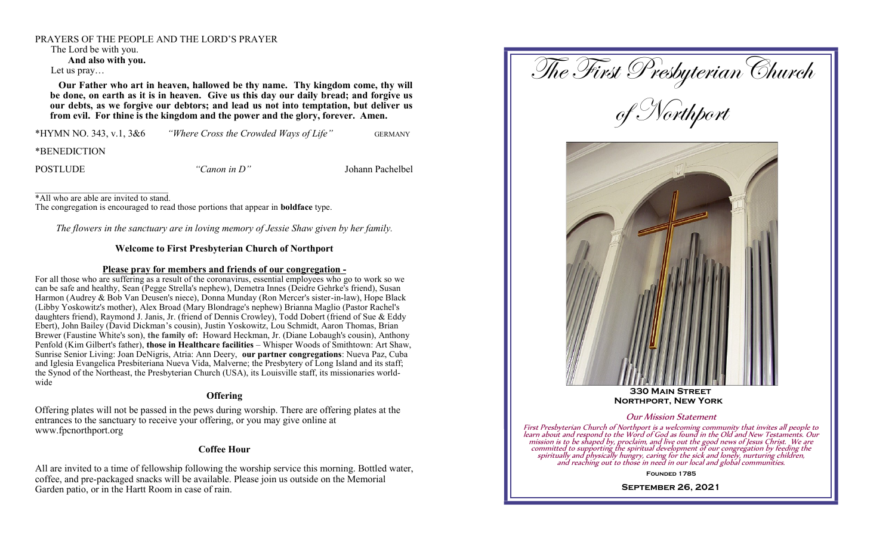PRAYERS OF THE PEOPLE AND THE LORD'S PRAYER

The Lord be with you.

**And also with you.**

Let us pray…

**Our Father who art in heaven, hallowed be thy name. Thy kingdom come, thy will be done, on earth as it is in heaven. Give us this day our daily bread; and forgive us our debts, as we forgive our debtors; and lead us not into temptation, but deliver us from evil. For thine is the kingdom and the power and the glory, forever. Amen.**

*HYMN NO. 343, v.1, 3&6 *"Where Cross the Crowded Ways of Life"* GERMANY

*BENEDICTION

POSTLUDE *"Canon in D"* Johann Pachelbel

*All who are able are invited to stand.
The congregation is encouraged to read those portions that appear in **boldface** type.

*The flowers in the sanctuary are in loving memory of Jessie Shaw given by her family.*

## Welcome to First Presbyterian Church of Northport

**Please pray for members and friends of our congregation -**

For all those who are suffering as a result of the coronavirus, essential employees who go to work so we can be safe and healthy, Sean (Pegge Strella's nephew), Demetra Innes (Deidre Gehrke's friend), Susan Harmon (Audrey & Bob Van Deusen's niece), Donna Munday (Ron Mercer's sister-in-law), Hope Black (Libby Yoskowitz's mother), Alex Broad (Mary Blondrage's nephew) Brianna Maglio (Pastor Rachel's daughters friend), Raymond J. Janis, Jr. (friend of Dennis Crowley), Todd Dobert (friend of Sue & Eddy Ebert), John Bailey (David Dickman's cousin), Justin Yoskowitz, Lou Schmidt, Aaron Thomas, Brian Brewer (Faustine White's son), **the family of:** Howard Heckman, Jr. (Diane Lobaugh's cousin), Anthony Penfold (Kim Gilbert's father), **those in Healthcare facilities** – Whisper Woods of Smithtown: Art Shaw, Sunrise Senior Living: Joan DeNigris, Atria: Ann Deery, **our partner congregations**: Nueva Paz, Cuba and Iglesia Evangelica Presbiteriana Nueva Vida, Malverne; the Presbytery of Long Island and its staff; the Synod of the Northeast, the Presbyterian Church (USA), its Louisville staff, its missionaries world-wide

### Offering

Offering plates will not be passed in the pews during worship. There are offering plates at the entrances to the sanctuary to receive your offering, or you may give online at www.fpcnorthport.org

### Coffee Hour

All are invited to a time of fellowship following the worship service this morning. Bottled water, coffee, and pre-packaged snacks will be available. Please join us outside on the Memorial Garden patio, or in the Hartt Room in case of rain.

# The First Presbyterian Church of Northport

**330 Main Street**
**Northport, New York**

### Our Mission Statement

*First Presbyterian Church of Northport is a welcoming community that invites all people to learn about and respond to the Word of God as found in the Old and New Testaments. Our mission is to be shaped by, proclaim, and live out the good news of Jesus Christ. We are committed to supporting the spiritual development of our congregation by feeding the spiritually and physically hungry, caring for the sick and lonely, nurturing children, and reaching out to those in need in our local and global communities.*

**Founded 1785**

**September 26, 2021**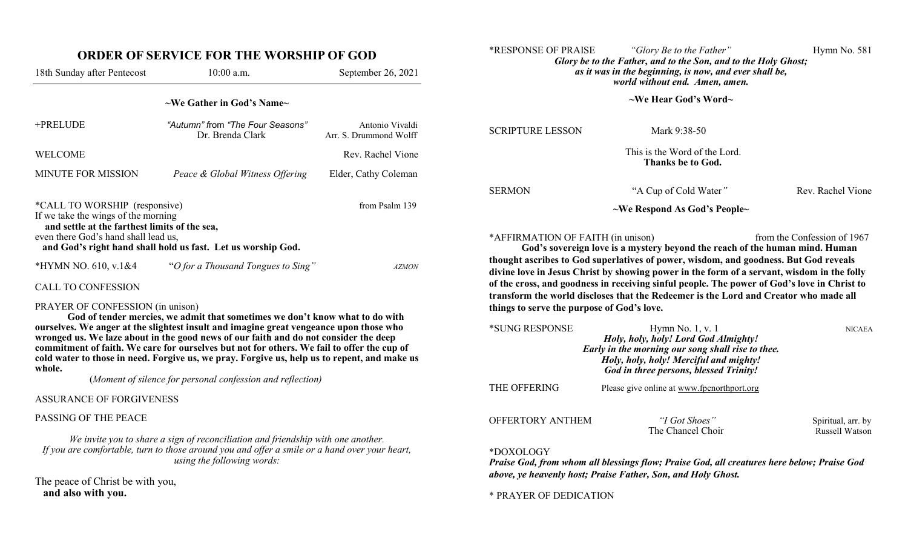# ORDER OF SERVICE FOR THE WORSHIP OF GOD

18th Sunday after Pentecost — 10:00 a.m. — September 26, 2021

## ~We Gather in God's Name~

+PRELUDE — *"Autumn" from "The Four Seasons"* — Antonio Vivaldi
Dr. Brenda Clark — Arr. S. Drummond Wolff

WELCOME — Rev. Rachel Vione

MINUTE FOR MISSION — *Peace & Global Witness Offering* — Elder, Cathy Coleman

*CALL TO WORSHIP (responsive) — from Psalm 139

If we take the wings of the morning
**and settle at the farthest limits of the sea,**
even there God's hand shall lead us,
**and God's right hand shall hold us fast. Let us worship God.**

*HYMN NO. 610, v.1&4 — "*O for a Thousand Tongues to Sing"* — AZMON

CALL TO CONFESSION

PRAYER OF CONFESSION (in unison)

**God of tender mercies, we admit that sometimes we don't know what to do with ourselves. We anger at the slightest insult and imagine great vengeance upon those who wronged us. We laze about in the good news of our faith and do not consider the deep commitment of faith. We care for ourselves but not for others. We fail to offer the cup of cold water to those in need. Forgive us, we pray. Forgive us, help us to repent, and make us whole.**

(*Moment of silence for personal confession and reflection)*

ASSURANCE OF FORGIVENESS

PASSING OF THE PEACE

*We invite you to share a sign of reconciliation and friendship with one another. If you are comfortable, turn to those around you and offer a smile or a hand over your heart, using the following words:*

The peace of Christ be with you,
**and also with you.**

*RESPONSE OF PRAISE — *"Glory Be to the Father"* — Hymn No. 581

***Glory be to the Father, and to the Son, and to the Holy Ghost; as it was in the beginning, is now, and ever shall be, world without end. Amen, amen.***

## ~We Hear God's Word~

SCRIPTURE LESSON — Mark 9:38-50

This is the Word of the Lord.
**Thanks be to God.**

SERMON — "A Cup of Cold Water*"* — Rev. Rachel Vione

## ~We Respond As God's People~

*AFFIRMATION OF FAITH (in unison) — from the Confession of 1967

**God's sovereign love is a mystery beyond the reach of the human mind. Human thought ascribes to God superlatives of power, wisdom, and goodness. But God reveals divine love in Jesus Christ by showing power in the form of a servant, wisdom in the folly of the cross, and goodness in receiving sinful people. The power of God's love in Christ to transform the world discloses that the Redeemer is the Lord and Creator who made all things to serve the purpose of God's love.**

*SUNG RESPONSE — Hymn No. 1, v. 1 — NICAEA

***Holy, holy, holy! Lord God Almighty!***
***Early in the morning our song shall rise to thee.***
***Holy, holy, holy! Merciful and mighty!***
***God in three persons, blessed Trinity!***

THE OFFERING — Please give online at www.fpcnorthport.org

OFFERTORY ANTHEM — *"I Got Shoes"* — Spiritual, arr. by Russell Watson
The Chancel Choir

*DOXOLOGY

***Praise God, from whom all blessings flow; Praise God, all creatures here below; Praise God above, ye heavenly host; Praise Father, Son, and Holy Ghost.***

* PRAYER OF DEDICATION